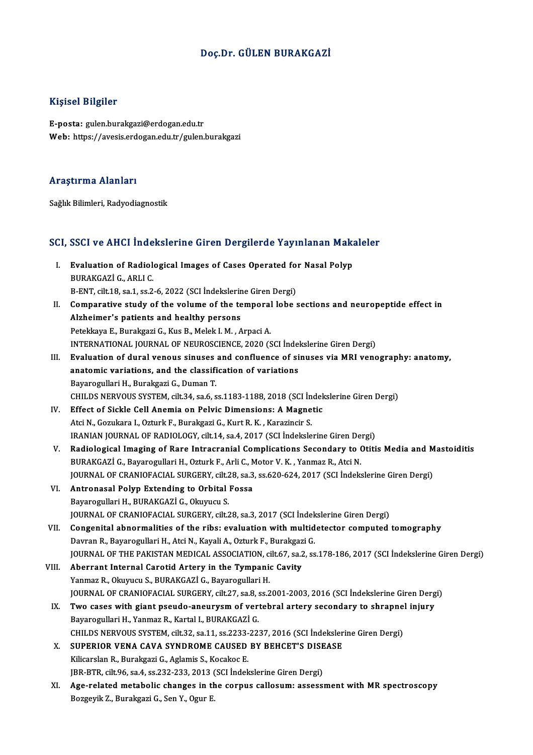# Doç.Dr. GÜLEN BURAKGAZİ

## Kişisel Bilgiler

**E-posta:** gulen.burakgazi@erdogan.edu.tr
**Web:** https://avesis.erdogan.edu.tr/gulen.burakgazi

## Araştırma Alanları

Sağlık Bilimleri, Radyodiagnostik

## SCI, SSCI ve AHCI İndekslerine Giren Dergilerde Yayınlanan Makaleler

I. **Evaluation of Radiological Images of Cases Operated for Nasal Polyp**
BURAKGAZİ G., ARLI C.
B-ENT, cilt.18, sa.1, ss.2-6, 2022 (SCI İndekslerine Giren Dergi)

II. **Comparative study of the volume of the temporal lobe sections and neuropeptide effect in Alzheimer's patients and healthy persons**
Petekkaya E., Burakgazi G., Kus B., Melek I. M. , Arpaci A.
INTERNATIONAL JOURNAL OF NEUROSCIENCE, 2020 (SCI İndekslerine Giren Dergi)

III. **Evaluation of dural venous sinuses and confluence of sinuses via MRI venography: anatomy, anatomic variations, and the classification of variations**
Bayarogullari H., Burakgazi G., Duman T.
CHILDS NERVOUS SYSTEM, cilt.34, sa.6, ss.1183-1188, 2018 (SCI İndekslerine Giren Dergi)

IV. **Effect of Sickle Cell Anemia on Pelvic Dimensions: A Magnetic**
Atci N., Gozukara I., Ozturk F., Burakgazi G., Kurt R. K. , Karazincir S.
IRANIAN JOURNAL OF RADIOLOGY, cilt.14, sa.4, 2017 (SCI İndekslerine Giren Dergi)

V. **Radiological Imaging of Rare Intracranial Complications Secondary to Otitis Media and Mastoiditis**
BURAKGAZİ G., Bayarogullari H., Ozturk F., Arli C., Motor V. K. , Yanmaz R., Atci N.
JOURNAL OF CRANIOFACIAL SURGERY, cilt.28, sa.3, ss.620-624, 2017 (SCI İndekslerine Giren Dergi)

VI. **Antronasal Polyp Extending to Orbital Fossa**
Bayarogullari H., BURAKGAZİ G., Okuyucu S.
JOURNAL OF CRANIOFACIAL SURGERY, cilt.28, sa.3, 2017 (SCI İndekslerine Giren Dergi)

VII. **Congenital abnormalities of the ribs: evaluation with multidetector computed tomography**
Davran R., Bayarogullari H., Atci N., Kayali A., Ozturk F., Burakgazi G.
JOURNAL OF THE PAKISTAN MEDICAL ASSOCIATION, cilt.67, sa.2, ss.178-186, 2017 (SCI İndekslerine Giren Dergi)

VIII. **Aberrant Internal Carotid Artery in the Tympanic Cavity**
Yanmaz R., Okuyucu S., BURAKGAZİ G., Bayarogullari H.
JOURNAL OF CRANIOFACIAL SURGERY, cilt.27, sa.8, ss.2001-2003, 2016 (SCI İndekslerine Giren Dergi)

IX. **Two cases with giant pseudo-aneurysm of vertebral artery secondary to shrapnel injury**
Bayarogullari H., Yanmaz R., Kartal I., BURAKGAZİ G.
CHILDS NERVOUS SYSTEM, cilt.32, sa.11, ss.2233-2237, 2016 (SCI İndekslerine Giren Dergi)

X. **SUPERIOR VENA CAVA SYNDROME CAUSED BY BEHCET'S DISEASE**
Kilicarslan R., Burakgazi G., Aglamis S., Kocakoc E.
JBR-BTR, cilt.96, sa.4, ss.232-233, 2013 (SCI İndekslerine Giren Dergi)

XI. **Age-related metabolic changes in the corpus callosum: assessment with MR spectroscopy**
Bozgeyik Z., Burakgazi G., Sen Y., Ogur E.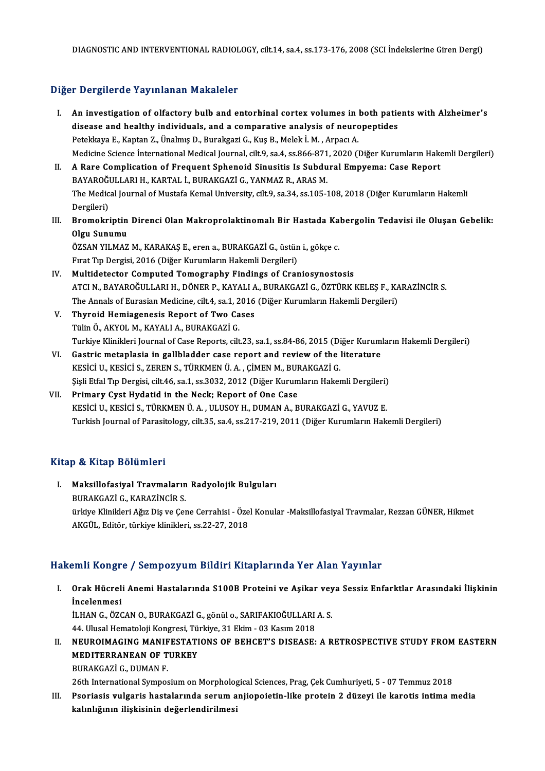DIAGNOSTIC AND INTERVENTIONAL RADIOLOGY, cilt.14, sa.4, ss.173-176, 2008 (SCI İndekslerine Giren Dergi)

## Diğer Dergilerde Yayınlanan Makaleler

I. **An investigation of olfactory bulb and entorhinal cortex volumes in both patients with Alzheimer's disease and healthy individuals, and a comparative analysis of neuropeptides**
   Petekkaya E., Kaptan Z., Ünalmış D., Burakgazi G., Kuş B., Melek İ. M. , Arpacı A.
   Medicine Science İnternational Medical Journal, cilt.9, sa.4, ss.866-871, 2020 (Diğer Kurumların Hakemli Dergileri)
II. **A Rare Complication of Frequent Sphenoid Sinusitis Is Subdural Empyema: Case Report**
   BAYAROĞULLARI H., KARTAL İ., BURAKGAZİ G., YANMAZ R., ARAS M.
   The Medical Journal of Mustafa Kemal University, cilt.9, sa.34, ss.105-108, 2018 (Diğer Kurumların Hakemli Dergileri)
III. **Bromokriptin Direnci Olan Makroprolaktinomalı Bir Hastada Kabergolin Tedavisi ile Oluşan Gebelik: Olgu Sunumu**
   ÖZSAN YILMAZ M., KARAKAŞ E., eren a., BURAKGAZİ G., üstün i., gökçe c.
   Fırat Tıp Dergisi, 2016 (Diğer Kurumların Hakemli Dergileri)
IV. **Multidetector Computed Tomography Findings of Craniosynostosis**
   ATCI N., BAYAROĞULLARI H., DÖNER P., KAYALI A., BURAKGAZİ G., ÖZTÜRK KELEŞ F., KARAZİNCİR S.
   The Annals of Eurasian Medicine, cilt.4, sa.1, 2016 (Diğer Kurumların Hakemli Dergileri)
V. **Thyroid Hemiagenesis Report of Two Cases**
   Tülin Ö., AKYOL M., KAYALI A., BURAKGAZİ G.
   Turkiye Klinikleri Journal of Case Reports, cilt.23, sa.1, ss.84-86, 2015 (Diğer Kurumların Hakemli Dergileri)
VI. **Gastric metaplasia in gallbladder case report and review of the literature**
   KESİCİ U., KESİCİ S., ZEREN S., TÜRKMEN Ü. A. , ÇİMEN M., BURAKGAZİ G.
   Şişli Etfal Tıp Dergisi, cilt.46, sa.1, ss.3032, 2012 (Diğer Kurumların Hakemli Dergileri)
VII. **Primary Cyst Hydatid in the Neck; Report of One Case**
   KESİCİ U., KESİCİ S., TÜRKMEN Ü. A. , ULUSOY H., DUMAN A., BURAKGAZİ G., YAVUZ E.
   Turkish Journal of Parasitology, cilt.35, sa.4, ss.217-219, 2011 (Diğer Kurumların Hakemli Dergileri)

## Kitap & Kitap Bölümleri

I. **Maksillofasiyal Travmaların Radyolojik Bulguları**
   BURAKGAZİ G., KARAZİNCİR S.
   ürkiye Klinikleri Ağız Diş ve Çene Cerrahisi - Özel Konular -Maksillofasiyal Travmalar, Rezzan GÜNER, Hikmet AKGÜL, Editör, türkiye klinikleri, ss.22-27, 2018

## Hakemli Kongre / Sempozyum Bildiri Kitaplarında Yer Alan Yayınlar

I. **Orak Hücreli Anemi Hastalarında S100B Proteini ve Aşikar veya Sessiz Enfarktlar Arasındaki İlişkinin İncelenmesi**
   İLHAN G., ÖZCAN O., BURAKGAZİ G., gönül o., SARIFAKIOĞULLARI A. S.
   44. Ulusal Hematoloji Kongresi, Türkiye, 31 Ekim - 03 Kasım 2018
II. **NEUROIMAGING MANIFESTATIONS OF BEHCET'S DISEASE: A RETROSPECTIVE STUDY FROM EASTERN MEDITERRANEAN OF TURKEY**
   BURAKGAZİ G., DUMAN F.
   26th International Symposium on Morphological Sciences, Prag, Çek Cumhuriyeti, 5 - 07 Temmuz 2018
III. **Psoriasis vulgaris hastalarında serum anjiopoietin-like protein 2 düzeyi ile karotis intima media kalınlığının ilişkisinin değerlendirilmesi**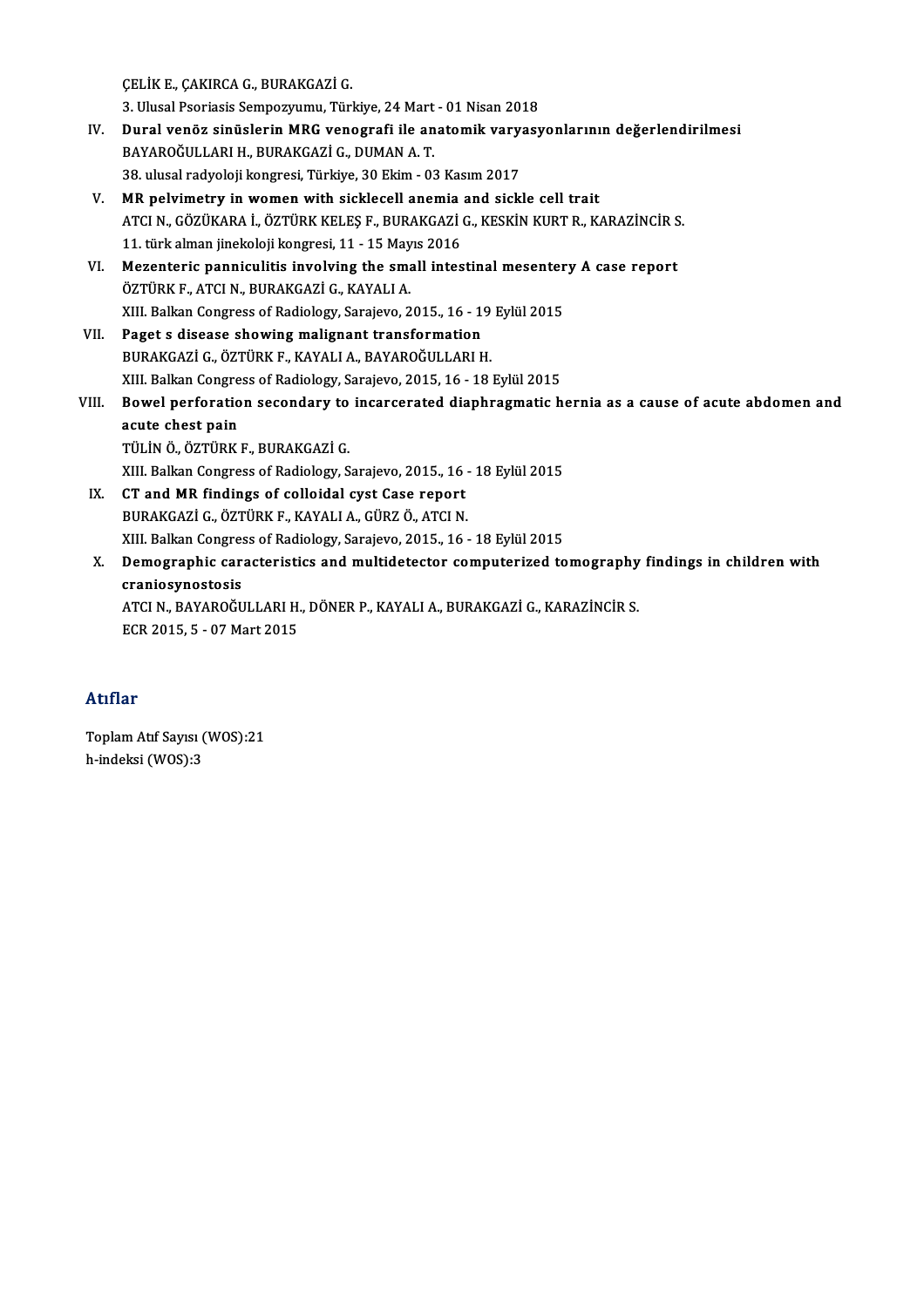ÇELİK E., ÇAKIRCA G., BURAKGAZİ G.
3. Ulusal Psoriasis Sempozyumu, Türkiye, 24 Mart - 01 Nisan 2018

IV. **Dural venöz sinüslerin MRG venografi ile anatomik varyasyonlarının değerlendirilmesi**
BAYAROĞULLARI H., BURAKGAZİ G., DUMAN A. T.
38. ulusal radyoloji kongresi, Türkiye, 30 Ekim - 03 Kasım 2017

V. **MR pelvimetry in women with sicklecell anemia and sickle cell trait**
ATCI N., GÖZÜKARA İ., ÖZTÜRK KELEŞ F., BURAKGAZİ G., KESKİN KURT R., KARAZİNCİR S.
11. türk alman jinekoloji kongresi, 11 - 15 Mayıs 2016

VI. **Mezenteric panniculitis involving the small intestinal mesentery A case report**
ÖZTÜRK F., ATCI N., BURAKGAZİ G., KAYALI A.
XIII. Balkan Congress of Radiology, Sarajevo, 2015., 16 - 19 Eylül 2015

VII. **Paget s disease showing malignant transformation**
BURAKGAZİ G., ÖZTÜRK F., KAYALI A., BAYAROĞULLARI H.
XIII. Balkan Congress of Radiology, Sarajevo, 2015, 16 - 18 Eylül 2015

VIII. **Bowel perforation secondary to incarcerated diaphragmatic hernia as a cause of acute abdomen and acute chest pain**
TÜLİN Ö., ÖZTÜRK F., BURAKGAZİ G.
XIII. Balkan Congress of Radiology, Sarajevo, 2015., 16 - 18 Eylül 2015

IX. **CT and MR findings of colloidal cyst Case report**
BURAKGAZİ G., ÖZTÜRK F., KAYALI A., GÜRZ Ö., ATCI N.
XIII. Balkan Congress of Radiology, Sarajevo, 2015., 16 - 18 Eylül 2015

X. **Demographic caracteristics and multidetector computerized tomography findings in children with craniosynostosis**
ATCI N., BAYAROĞULLARI H., DÖNER P., KAYALI A., BURAKGAZİ G., KARAZİNCİR S.
ECR 2015, 5 - 07 Mart 2015

## Atıflar

Toplam Atıf Sayısı (WOS):21
h-indeksi (WOS):3